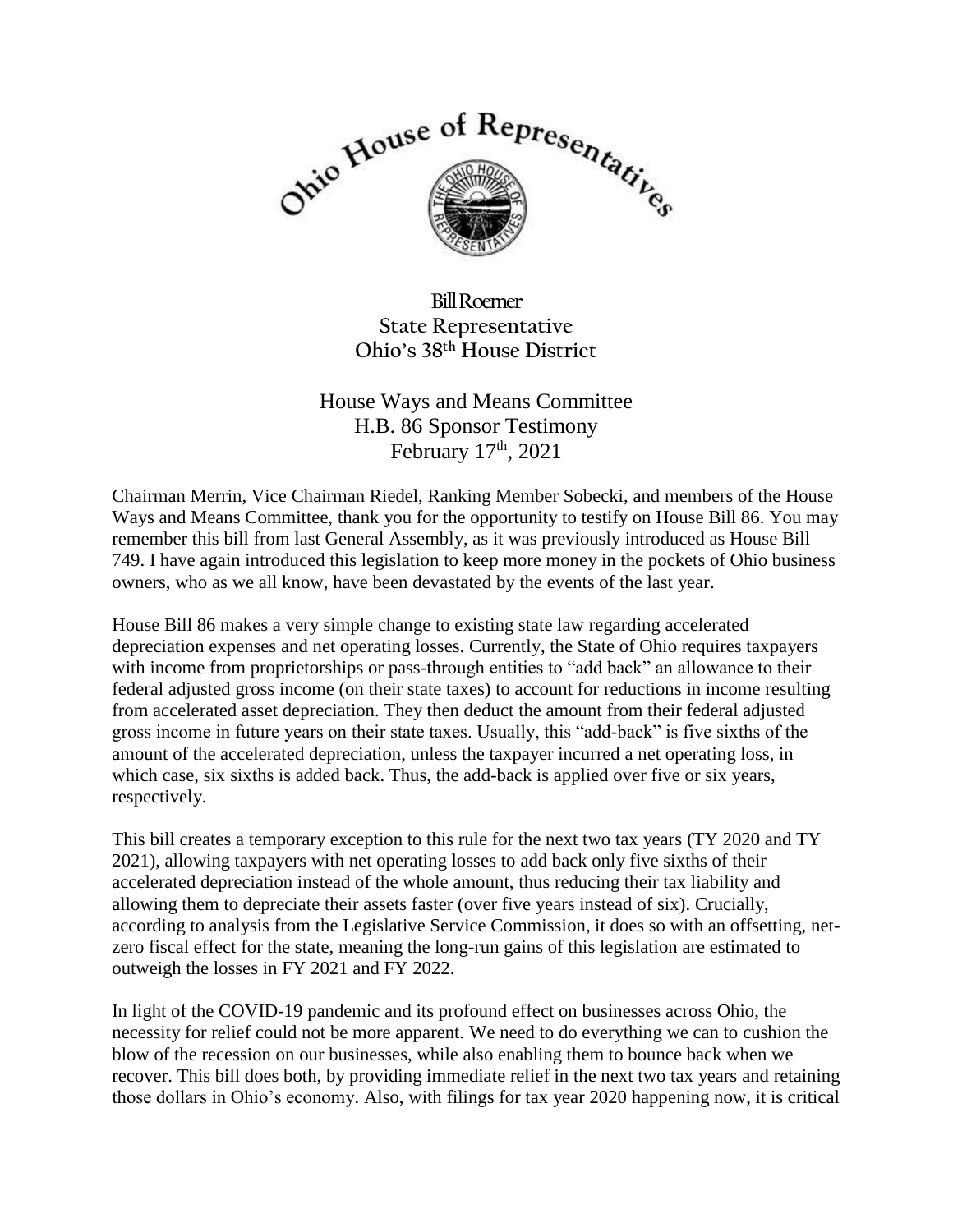Ohio House of Representatives

**Bill Roemer**
**State Representative**
**Ohio's 38th House District**

House Ways and Means Committee
H.B. 86 Sponsor Testimony
February 17th, 2021

Chairman Merrin, Vice Chairman Riedel, Ranking Member Sobecki, and members of the House Ways and Means Committee, thank you for the opportunity to testify on House Bill 86. You may remember this bill from last General Assembly, as it was previously introduced as House Bill 749. I have again introduced this legislation to keep more money in the pockets of Ohio business owners, who as we all know, have been devastated by the events of the last year.

House Bill 86 makes a very simple change to existing state law regarding accelerated depreciation expenses and net operating losses. Currently, the State of Ohio requires taxpayers with income from proprietorships or pass-through entities to "add back" an allowance to their federal adjusted gross income (on their state taxes) to account for reductions in income resulting from accelerated asset depreciation. They then deduct the amount from their federal adjusted gross income in future years on their state taxes. Usually, this "add-back" is five sixths of the amount of the accelerated depreciation, unless the taxpayer incurred a net operating loss, in which case, six sixths is added back. Thus, the add-back is applied over five or six years, respectively.

This bill creates a temporary exception to this rule for the next two tax years (TY 2020 and TY 2021), allowing taxpayers with net operating losses to add back only five sixths of their accelerated depreciation instead of the whole amount, thus reducing their tax liability and allowing them to depreciate their assets faster (over five years instead of six). Crucially, according to analysis from the Legislative Service Commission, it does so with an offsetting, net-zero fiscal effect for the state, meaning the long-run gains of this legislation are estimated to outweigh the losses in FY 2021 and FY 2022.

In light of the COVID-19 pandemic and its profound effect on businesses across Ohio, the necessity for relief could not be more apparent. We need to do everything we can to cushion the blow of the recession on our businesses, while also enabling them to bounce back when we recover. This bill does both, by providing immediate relief in the next two tax years and retaining those dollars in Ohio's economy. Also, with filings for tax year 2020 happening now, it is critical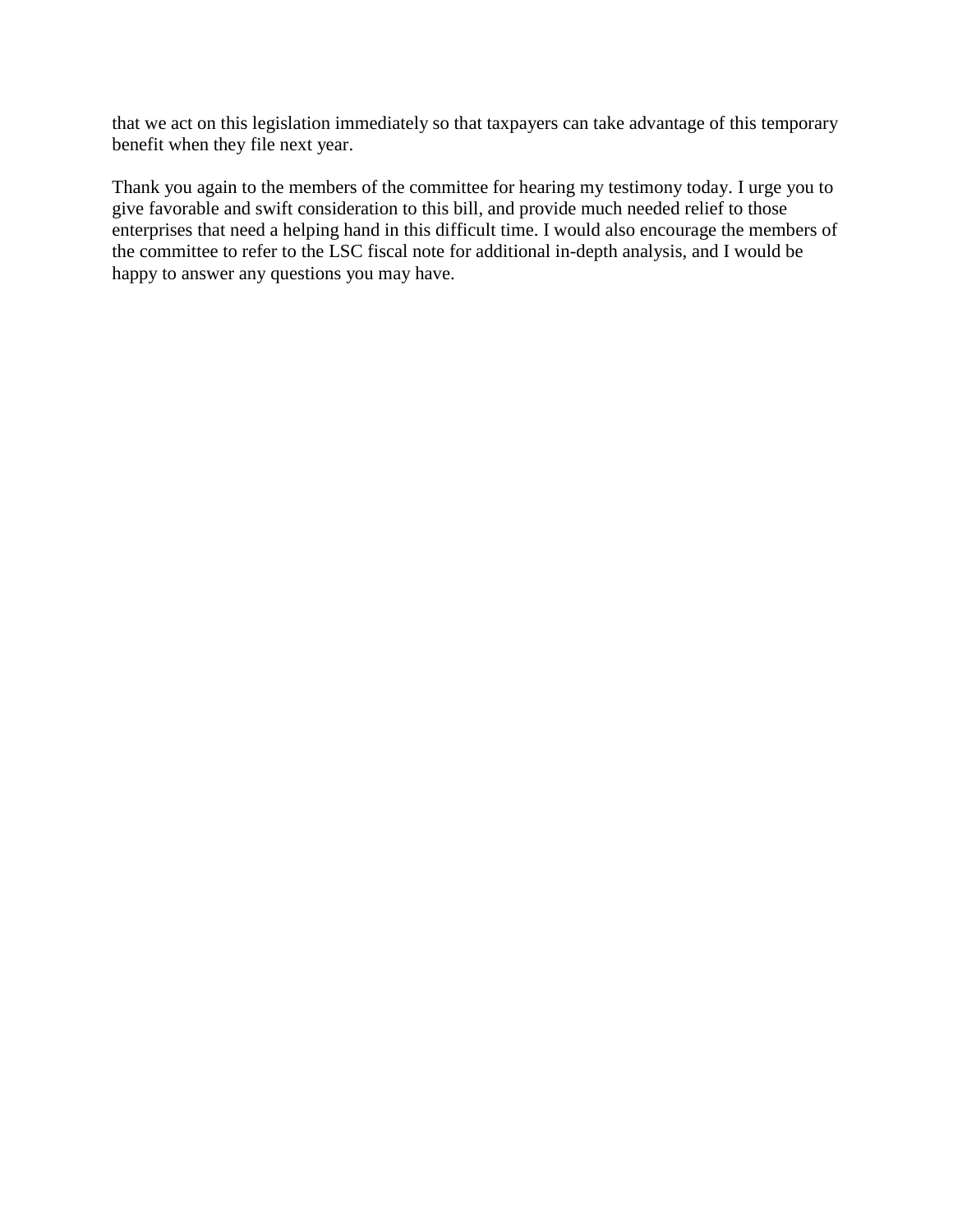that we act on this legislation immediately so that taxpayers can take advantage of this temporary benefit when they file next year.

Thank you again to the members of the committee for hearing my testimony today. I urge you to give favorable and swift consideration to this bill, and provide much needed relief to those enterprises that need a helping hand in this difficult time. I would also encourage the members of the committee to refer to the LSC fiscal note for additional in-depth analysis, and I would be happy to answer any questions you may have.